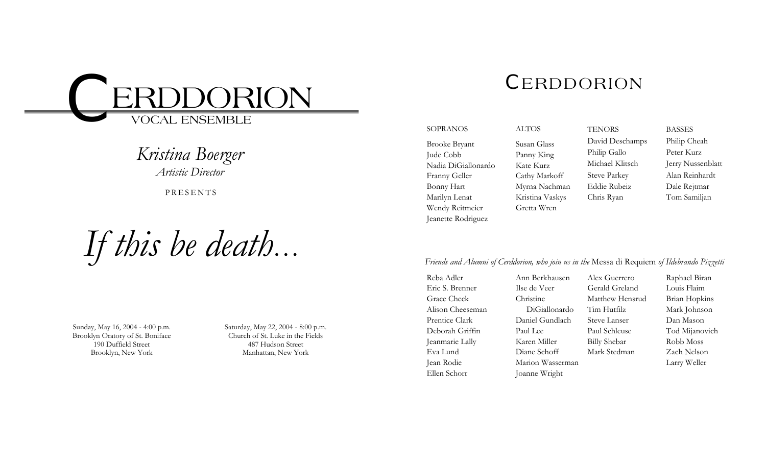# CERDDORION
VOCAL ENSEMBLE

*Kristina Boerger*
*Artistic Director*

PRESENTS

# *If this be death...*

Sunday, May 16, 2004 - 4:00 p.m.
Brooklyn Oratory of St. Boniface
190 Duffield Street
Brooklyn, New York

Saturday, May 22, 2004 - 8:00 p.m.
Church of St. Luke in the Fields
487 Hudson Street
Manhattan, New York

## CERDDORION

| SOPRANOS | ALTOS | TENORS | BASSES |
|---|---|---|---|
| Brooke Bryant | Susan Glass | David Deschamps | Philip Cheah |
| Jude Cobb | Panny King | Philip Gallo | Peter Kurz |
| Nadia DiGiallonardo | Kate Kurz | Michael Klitsch | Jerry Nussenblatt |
| Franny Geller | Cathy Markoff | Steve Parkey | Alan Reinhardt |
| Bonny Hart | Myrna Nachman | Eddie Rubeiz | Dale Rejtmar |
| Marilyn Lenat | Kristina Vaskys | Chris Ryan | Tom Samiljan |
| Wendy Reitmeier | Gretta Wren | | |
| Jeanette Rodriguez | | | |

*Friends and Alumni of Cerddorion, who join us in the* Messa di Requiem *of Ildebrando Pizzetti*

| | | | |
|---|---|---|---|
| Reba Adler | Ann Berkhausen | Alex Guerrero | Raphael Biran |
| Eric S. Brenner | Ilse de Veer | Gerald Greland | Louis Flaim |
| Grace Check | Christine DiGiallonardo | Matthew Hensrud | Brian Hopkins |
| Alison Cheeseman | Daniel Gundlach | Tim Hutfilz | Mark Johnson |
| Prentice Clark | Paul Lee | Steve Lanser | Dan Mason |
| Deborah Griffin | Karen Miller | Paul Schleuse | Tod Mijanovich |
| Jeanmarie Lally | Diane Schoff | Billy Shebar | Robb Moss |
| Eva Lund | Marion Wasserman | Mark Stedman | Zach Nelson |
| Jean Rodie | Joanne Wright | | Larry Weller |
| Ellen Schorr | | | |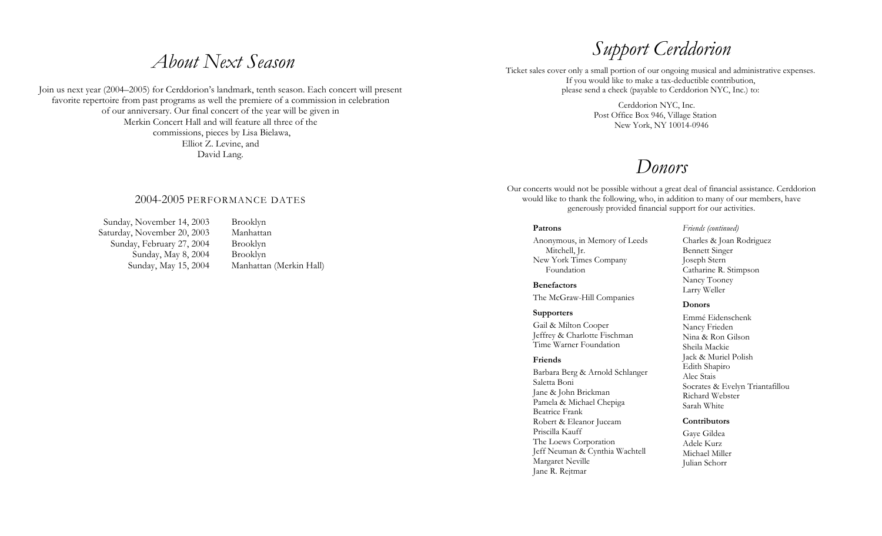# About Next Season

Join us next year (2004–2005) for Cerddorion's landmark, tenth season. Each concert will present favorite repertoire from past programs as well the premiere of a commission in celebration of our anniversary. Our final concert of the year will be given in Merkin Concert Hall and will feature all three of the commissions, pieces by Lisa Bielawa, Elliot Z. Levine, and David Lang.

## 2004-2005 Performance Dates

| | |
|---|---|
| Sunday, November 14, 2003 | Brooklyn |
| Saturday, November 20, 2003 | Manhattan |
| Sunday, February 27, 2004 | Brooklyn |
| Sunday, May 8, 2004 | Brooklyn |
| Sunday, May 15, 2004 | Manhattan (Merkin Hall) |

# Support Cerddorion

Ticket sales cover only a small portion of our ongoing musical and administrative expenses. If you would like to make a tax-deductible contribution, please send a check (payable to Cerddorion NYC, Inc.) to:

Cerddorion NYC, Inc.
Post Office Box 946, Village Station
New York, NY 10014-0946

# Donors

Our concerts would not be possible without a great deal of financial assistance. Cerddorion would like to thank the following, who, in addition to many of our members, have generously provided financial support for our activities.

**Patrons**

Anonymous, in Memory of Leeds Mitchell, Jr.
New York Times Company Foundation

**Benefactors**

The McGraw-Hill Companies

**Supporters**

Gail & Milton Cooper
Jeffrey & Charlotte Fischman
Time Warner Foundation

**Friends**

Barbara Berg & Arnold Schlanger
Saletta Boni
Jane & John Brickman
Pamela & Michael Chepiga
Beatrice Frank
Robert & Eleanor Juceam
Priscilla Kauff
The Loews Corporation
Jeff Neuman & Cynthia Wachtell
Margaret Neville
Jane R. Rejtmar

*Friends (continued)*

Charles & Joan Rodriguez
Bennett Singer
Joseph Stern
Catharine R. Stimpson
Nancy Tooney
Larry Weller

**Donors**

Emmé Eidenschenk
Nancy Frieden
Nina & Ron Gilson
Sheila Mackie
Jack & Muriel Polish
Edith Shapiro
Alec Stais
Socrates & Evelyn Triantafillou
Richard Webster
Sarah White

**Contributors**

Gaye Gildea
Adele Kurz
Michael Miller
Julian Schorr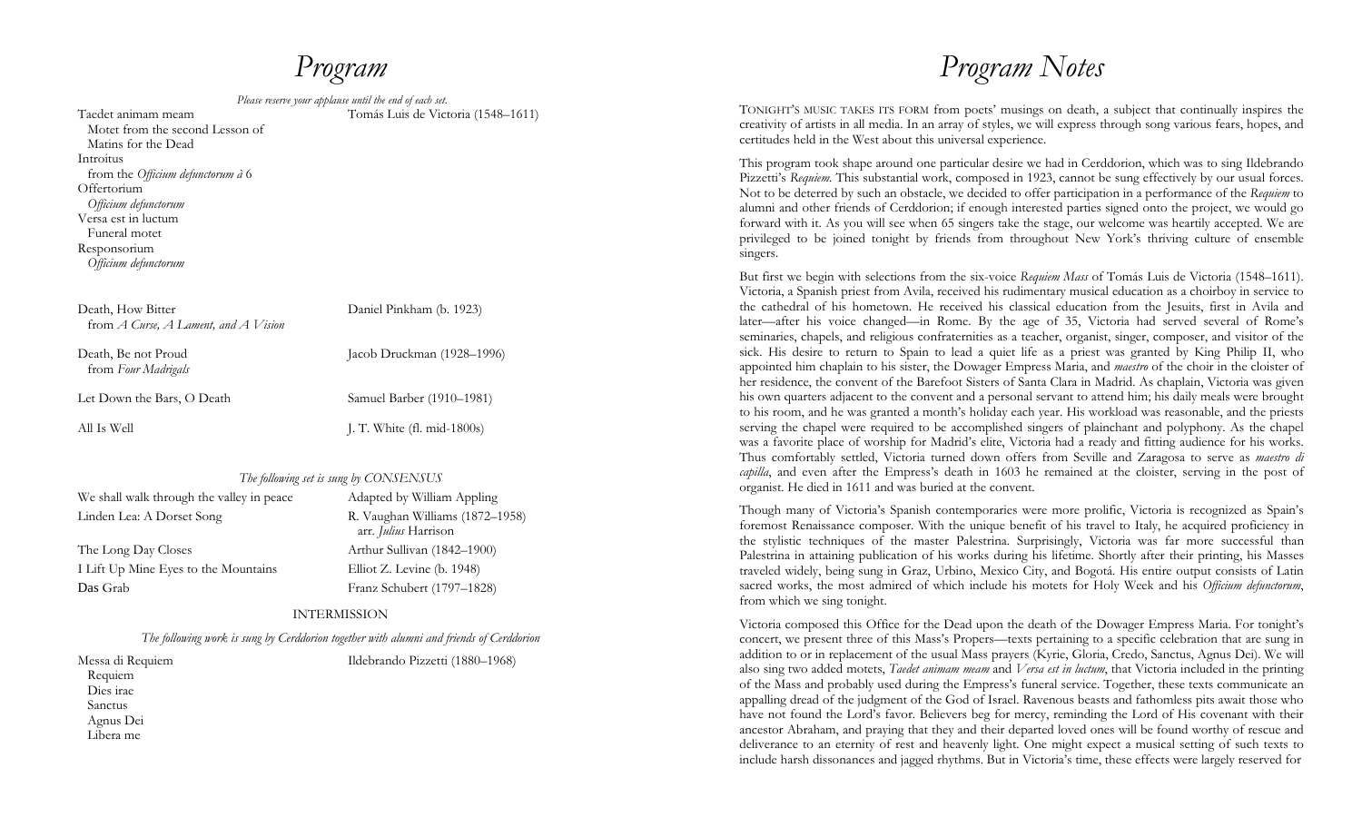# Program

*Please reserve your applause until the end of each set.*

| | |
|---|---|
| Taedet animam meam<br>Motet from the second Lesson of Matins for the Dead | Tomás Luis de Victoria (1548–1611) |
| Introitus<br>from the *Officium defunctorum à* 6 | |
| Offertorium<br>*Officium defunctorum* | |
| Versa est in luctum<br>Funeral motet | |
| Responsorium<br>*Officium defunctorum* | |

| | |
|---|---|
| Death, How Bitter<br>from *A Curse, A Lament, and A Vision* | Daniel Pinkham (b. 1923) |
| Death, Be not Proud<br>from *Four Madrigals* | Jacob Druckman (1928–1996) |
| Let Down the Bars, O Death | Samuel Barber (1910–1981) |
| All Is Well | J. T. White (fl. mid-1800s) |

*The following set is sung by CONSENSUS*

| | |
|---|---|
| We shall walk through the valley in peace | Adapted by William Appling |
| Linden Lea: A Dorset Song | R. Vaughan Williams (1872–1958)<br>arr. *Julius* Harrison |
| The Long Day Closes | Arthur Sullivan (1842–1900) |
| I Lift Up Mine Eyes to the Mountains | Elliot Z. Levine (b. 1948) |
| Das Grab | Franz Schubert (1797–1828) |

INTERMISSION

*The following work is sung by Cerddorion together with alumni and friends of Cerddorion*

| | |
|---|---|
| Messa di Requiem<br>Requiem<br>Dies irae<br>Sanctus<br>Agnus Dei<br>Libera me | Ildebrando Pizzetti (1880–1968) |

# Program Notes

TONIGHT'S MUSIC TAKES ITS FORM from poets' musings on death, a subject that continually inspires the creativity of artists in all media. In an array of styles, we will express through song various fears, hopes, and certitudes held in the West about this universal experience.

This program took shape around one particular desire we had in Cerddorion, which was to sing Ildebrando Pizzetti's *Requiem*. This substantial work, composed in 1923, cannot be sung effectively by our usual forces. Not to be deterred by such an obstacle, we decided to offer participation in a performance of the *Requiem* to alumni and other friends of Cerddorion; if enough interested parties signed onto the project, we would go forward with it. As you will see when 65 singers take the stage, our welcome was heartily accepted. We are privileged to be joined tonight by friends from throughout New York's thriving culture of ensemble singers.

But first we begin with selections from the six-voice *Requiem Mass* of Tomás Luis de Victoria (1548–1611). Victoria, a Spanish priest from Avila, received his rudimentary musical education as a choirboy in service to the cathedral of his hometown. He received his classical education from the Jesuits, first in Avila and later—after his voice changed—in Rome. By the age of 35, Victoria had served several of Rome's seminaries, chapels, and religious confraternities as a teacher, organist, singer, composer, and visitor of the sick. His desire to return to Spain to lead a quiet life as a priest was granted by King Philip II, who appointed him chaplain to his sister, the Dowager Empress Maria, and *maestro* of the choir in the cloister of her residence, the convent of the Barefoot Sisters of Santa Clara in Madrid. As chaplain, Victoria was given his own quarters adjacent to the convent and a personal servant to attend him; his daily meals were brought to his room, and he was granted a month's holiday each year. His workload was reasonable, and the priests serving the chapel were required to be accomplished singers of plainchant and polyphony. As the chapel was a favorite place of worship for Madrid's elite, Victoria had a ready and fitting audience for his works. Thus comfortably settled, Victoria turned down offers from Seville and Zaragosa to serve as *maestro di capilla*, and even after the Empress's death in 1603 he remained at the cloister, serving in the post of organist. He died in 1611 and was buried at the convent.

Though many of Victoria's Spanish contemporaries were more prolific, Victoria is recognized as Spain's foremost Renaissance composer. With the unique benefit of his travel to Italy, he acquired proficiency in the stylistic techniques of the master Palestrina. Surprisingly, Victoria was far more successful than Palestrina in attaining publication of his works during his lifetime. Shortly after their printing, his Masses traveled widely, being sung in Graz, Urbino, Mexico City, and Bogotá. His entire output consists of Latin sacred works, the most admired of which include his motets for Holy Week and his *Officium defunctorum*, from which we sing tonight.

Victoria composed this Office for the Dead upon the death of the Dowager Empress Maria. For tonight's concert, we present three of this Mass's Propers—texts pertaining to a specific celebration that are sung in addition to or in replacement of the usual Mass prayers (Kyrie, Gloria, Credo, Sanctus, Agnus Dei). We will also sing two added motets, *Taedet animam meam* and *Versa est in luctum*, that Victoria included in the printing of the Mass and probably used during the Empress's funeral service. Together, these texts communicate an appalling dread of the judgment of the God of Israel. Ravenous beasts and fathomless pits await those who have not found the Lord's favor. Believers beg for mercy, reminding the Lord of His covenant with their ancestor Abraham, and praying that they and their departed loved ones will be found worthy of rescue and deliverance to an eternity of rest and heavenly light. One might expect a musical setting of such texts to include harsh dissonances and jagged rhythms. But in Victoria's time, these effects were largely reserved for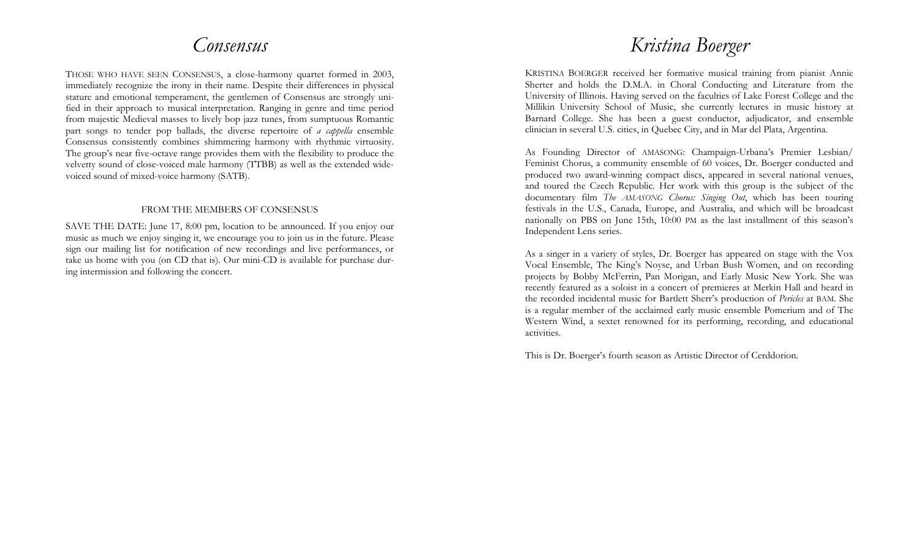# Consensus

THOSE WHO HAVE SEEN CONSENSUS, a close-harmony quartet formed in 2003, immediately recognize the irony in their name. Despite their differences in physical stature and emotional temperament, the gentlemen of Consensus are strongly unified in their approach to musical interpretation. Ranging in genre and time period from majestic Medieval masses to lively bop jazz tunes, from sumptuous Romantic part songs to tender pop ballads, the diverse repertoire of *a cappella* ensemble Consensus consistently combines shimmering harmony with rhythmic virtuosity. The group's near five-octave range provides them with the flexibility to produce the velvetty sound of close-voiced male harmony (TTBB) as well as the extended wide-voiced sound of mixed-voice harmony (SATB).

### FROM THE MEMBERS OF CONSENSUS

SAVE THE DATE: June 17, 8:00 pm, location to be announced. If you enjoy our music as much we enjoy singing it, we encourage you to join us in the future. Please sign our mailing list for notification of new recordings and live performances, or take us home with you (on CD that is). Our mini-CD is available for purchase during intermission and following the concert.

# Kristina Boerger

KRISTINA BOERGER received her formative musical training from pianist Annie Sherter and holds the D.M.A. in Choral Conducting and Literature from the University of Illinois. Having served on the faculties of Lake Forest College and the Millikin University School of Music, she currently lectures in music history at Barnard College. She has been a guest conductor, adjudicator, and ensemble clinician in several U.S. cities, in Quebec City, and in Mar del Plata, Argentina.

As Founding Director of AMASONG: Champaign-Urbana's Premier Lesbian/Feminist Chorus, a community ensemble of 60 voices, Dr. Boerger conducted and produced two award-winning compact discs, appeared in several national venues, and toured the Czech Republic. Her work with this group is the subject of the documentary film *The AMASONG Chorus: Singing Out*, which has been touring festivals in the U.S., Canada, Europe, and Australia, and which will be broadcast nationally on PBS on June 15th, 10:00 PM as the last installment of this season's Independent Lens series.

As a singer in a variety of styles, Dr. Boerger has appeared on stage with the Vox Vocal Ensemble, The King's Noyse, and Urban Bush Women, and on recording projects by Bobby McFerrin, Pan Morigan, and Early Music New York. She was recently featured as a soloist in a concert of premieres at Merkin Hall and heard in the recorded incidental music for Bartlett Sherr's production of *Pericles* at BAM. She is a regular member of the acclaimed early music ensemble Pomerium and of The Western Wind, a sextet renowned for its performing, recording, and educational activities.

This is Dr. Boerger's fourth season as Artistic Director of Cerddorion.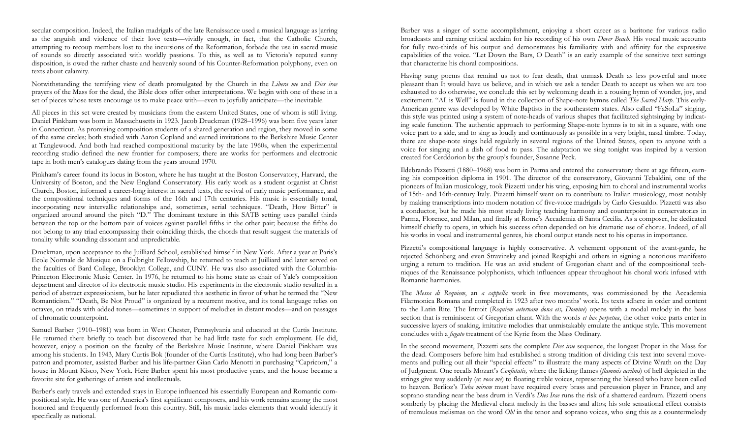secular composition. Indeed, the Italian madrigals of the late Renaissance used a musical language as jarring as the anguish and violence of their love texts—vividly enough, in fact, that the Catholic Church, attempting to recoup members lost to the incursions of the Reformation, forbade the use in sacred music of sounds so directly associated with worldly passions. To this, as well as to Victoria's reputed sunny disposition, is owed the rather chaste and heavenly sound of his Counter-Reformation polyphony, even on texts about calamity.

Notwithstanding the terrifying view of death promulgated by the Church in the *Libera me* and *Dies irae* prayers of the Mass for the dead, the Bible does offer other interpretations. We begin with one of these in a set of pieces whose texts encourage us to make peace with—even to joyfully anticipate—the inevitable.

All pieces in this set were created by musicians from the eastern United States, one of whom is still living. Daniel Pinkham was born in Massachusetts in 1923. Jacob Druckman (1928–1996) was born five years later in Connecticut. As promising composition students of a shared generation and region, they moved in some of the same circles; both studied with Aaron Copland and earned invitations to the Berkshire Music Center at Tanglewood. And both had reached compositional maturity by the late 1960s, when the experimental recording studio defined the new frontier for composers; there are works for performers and electronic tape in both men's catalogues dating from the years around 1970.

Pinkham's career found its locus in Boston, where he has taught at the Boston Conservatory, Harvard, the University of Boston, and the New England Conservatory. His early work as a student organist at Christ Church, Boston, informed a career-long interest in sacred texts, the revival of early music performance, and the compositional techniques and forms of the 16th and 17th centuries. His music is essentially tonal, incorporating new intervallic relationships and, sometimes, serial techniques. "Death, How Bitter" is organized around around the pitch "D." The dominant texture in this SATB setting uses parallel thirds between the top or the bottom pair of voices against parallel fifths in the other pair; because the fifths do not belong to any triad encompassing their coinciding thirds, the chords that result suggest the materials of tonality while sounding dissonant and unpredictable.

Druckman, upon acceptance to the Juilliard School, established himself in New York. After a year at Paris's Ecole Normale de Musique on a Fulbright Fellowship, he returned to teach at Juilliard and later served on the faculties of Bard College, Brooklyn College, and CUNY. He was also associated with the Columbia-Princeton Electronic Music Center. In 1976, he returned to his home state as chair of Yale's composition department and director of its electronic music studio. His experiments in the electronic studio resulted in a period of abstract expressionism, but he later repudiated this aesthetic in favor of what he termed the "New Romanticism." "Death, Be Not Proud" is organized by a recurrent motive, and its tonal language relies on octaves, on triads with added tones—sometimes in support of melodies in distant modes—and on passages of chromatic counterpoint.

Samuel Barber (1910–1981) was born in West Chester, Pennsylvania and educated at the Curtis Institute. He returned there briefly to teach but discovered that he had little taste for such employment. He did, however, enjoy a position on the faculty of the Berkshire Music Institute, where Daniel Pinkham was among his students. In 1943, Mary Curtis Bok (founder of the Curtis Institute), who had long been Barber's patron and promoter, assisted Barber and his life-partner Gian Carlo Menotti in purchasing "Capricorn," a house in Mount Kisco, New York. Here Barber spent his most productive years, and the house became a favorite site for gatherings of artists and intellectuals.

Barber's early travels and extended stays in Europe influenced his essentially European and Romantic compositional style. He was one of America's first significant composers, and his work remains among the most honored and frequently performed from this country. Still, his music lacks elements that would identify it specifically as national.

Barber was a singer of some accomplishment, enjoying a short career as a baritone for various radio broadcasts and earning critical acclaim for his recording of his own *Dover Beach*. His vocal music accounts for fully two-thirds of his output and demonstrates his familiarity with and affinity for the expressive capabilities of the voice. "Let Down the Bars, O Death" is an early example of the sensitive text settings that characterize his choral compositions.

Having sung poems that remind us not to fear death, that unmask Death as less powerful and more pleasant than It would have us believe, and in which we ask a tender Death to accept us when we are too exhausted to do otherwise, we conclude this set by welcoming death in a rousing hymn of wonder, joy, and excitement. "All is Well" is found in the collection of Shape-note hymns called *The Sacred Harp*. This early-American genre was developed by White Baptists in the southeastern states. Also called "FaSoLa" singing, this style was printed using a system of note-heads of various shapes that facilitated sightsinging by indicating scale function. The authentic approach to performing Shape-note hymns is to sit in a square, with one voice part to a side, and to sing as loudly and continuously as possible in a very bright, nasal timbre. Today, there are shape-note sings held regularly in several regions of the United States, open to anyone with a voice for singing and a dish of food to pass. The adaptation we sing tonight was inspired by a version created for Cerddorion by the group's founder, Susanne Peck.

Ildebrando Pizzetti (1880–1968) was born in Parma and entered the conservatory there at age fifteen, earning his composition diploma in 1901. The director of the conservatory, Giovanni Tebaldini, one of the pioneers of Italian musicology, took Pizzetti under his wing, exposing him to choral and instrumental works of 15th- and 16th-century Italy. Pizzetti himself went on to contribute to Italian musicology, most notably by making transcriptions into modern notation of five-voice madrigals by Carlo Gesualdo. Pizzetti was also a conductor, but he made his most steady living teaching harmony and counterpoint in conservatories in Parma, Florence, and Milan, and finally at Rome's Accademia di Santa Cecilia. As a composer, he dedicated himself chiefly to opera, in which his success often depended on his dramatic use of chorus. Indeed, of all his works in vocal and instrumental genres, his choral output stands next to his operas in importance.

Pizzetti's compositional language is highly conservative. A vehement opponent of the avant-garde, he rejected Schönberg and even Stravinsky and joined Respighi and others in signing a notorious manifesto urging a return to tradition. He was an avid student of Gregorian chant and of the compositional techniques of the Renaissance polyphonists, which influences appear throughout his choral work infused with Romantic harmonies.

The *Messa di Requiem*, an *a cappella* work in five movements, was commissioned by the Accademia Filarmonica Romana and completed in 1923 after two months' work. Its texts adhere in order and content to the Latin Rite. The Introit (*Requiem aeternam dona eis, Domine*) opens with a modal melody in the bass section that is reminiscent of Gregorian chant. With the words *et lux perpetua*, the other voice parts enter in successive layers of snaking, imitative melodies that unmistakably emulate the antique style. This movement concludes with a *fugato* treatment of the Kyrie from the Mass Ordinary.

In the second movement, Pizzetti sets the complete *Dies irae* sequence, the longest Proper in the Mass for the dead. Composers before him had established a strong tradition of dividing this text into several movements and pulling out all their "special effects" to illustrate the many aspects of Divine Wrath on the Day of Judgment. One recalls Mozart's *Confutatis,* where the licking flames (*flammis acribus*) of hell depicted in the strings give way suddenly (at *voca me*) to floating treble voices, representing the blessed who have been called to heaven. Berlioz's *Tuba mirum* must have required every brass and percussion player in France, and any soprano standing near the bass drum in Verdi's *Dies Irae* runs the risk of a shattered eardrum. Pizzetti opens somberly by placing the Medieval chant melody in the basses and altos; his sole sensational effect consists of tremulous melismas on the word *Oh!* in the tenor and soprano voices, who sing this as a countermelody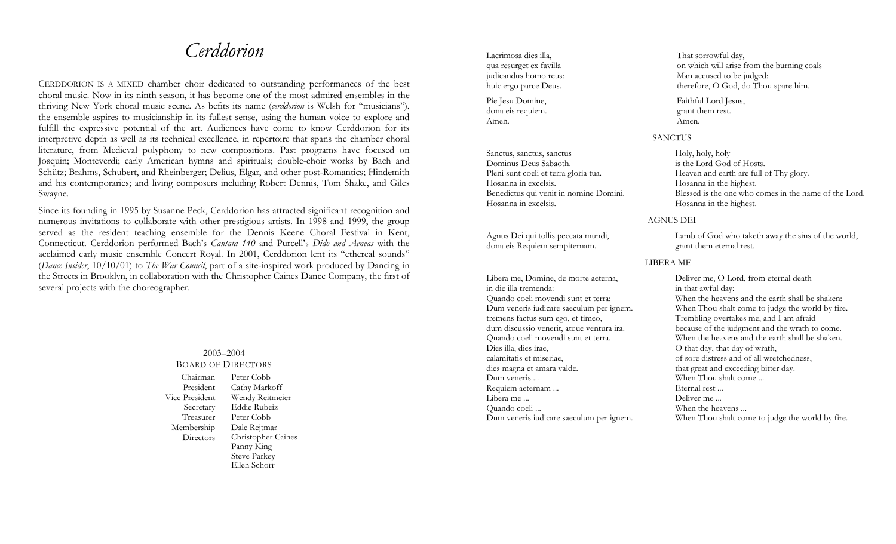# *Cerddorion*

Cerddorion is a mixed chamber choir dedicated to outstanding performances of the best choral music. Now in its ninth season, it has become one of the most admired ensembles in the thriving New York choral music scene. As befits its name (*cerddorion* is Welsh for "musicians"), the ensemble aspires to musicianship in its fullest sense, using the human voice to explore and fulfill the expressive potential of the art. Audiences have come to know Cerddorion for its interpretive depth as well as its technical excellence, in repertoire that spans the chamber choral literature, from Medieval polyphony to new compositions. Past programs have focused on Josquin; Monteverdi; early American hymns and spirituals; double-choir works by Bach and Schütz; Brahms, Schubert, and Rheinberger; Delius, Elgar, and other post-Romantics; Hindemith and his contemporaries; and living composers including Robert Dennis, Tom Shake, and Giles Swayne.

Since its founding in 1995 by Susanne Peck, Cerddorion has attracted significant recognition and numerous invitations to collaborate with other prestigious artists. In 1998 and 1999, the group served as the resident teaching ensemble for the Dennis Keene Choral Festival in Kent, Connecticut. Cerddorion performed Bach's *Cantata 140* and Purcell's *Dido and Aeneas* with the acclaimed early music ensemble Concert Royal. In 2001, Cerddorion lent its "ethereal sounds" (*Dance Insider*, 10/10/01) to *The War Council*, part of a site-inspired work produced by Dancing in the Streets in Brooklyn, in collaboration with the Christopher Caines Dance Company, the first of several projects with the choreographer.

2003–2004

Board of Directors

| | |
|---|---|
| Chairman | Peter Cobb |
| President | Cathy Markoff |
| Vice President | Wendy Reitmeier |
| Secretary | Eddie Rubeiz |
| Treasurer | Peter Cobb |
| Membership | Dale Rejtmar |
| Directors | Christopher Caines |
| | Panny King |
| | Steve Parkey |
| | Ellen Schorr |

| | |
|---|---|
| Lacrimosa dies illa, | That sorrowful day, |
| qua resurget ex favilla | on which will arise from the burning coals |
| judicandus homo reus: | Man accused to be judged: |
| huic ergo parce Deus. | therefore, O God, do Thou spare him. |
| Pie Jesu Domine, | Faithful Lord Jesus, |
| dona eis requiem. | grant them rest. |
| Amen. | Amen. |

SANCTUS

| | |
|---|---|
| Sanctus, sanctus, sanctus | Holy, holy, holy |
| Dominus Deus Sabaoth. | is the Lord God of Hosts. |
| Pleni sunt coeli et terra gloria tua. | Heaven and earth are full of Thy glory. |
| Hosanna in excelsis. | Hosanna in the highest. |
| Benedictus qui venit in nomine Domini. | Blessed is the one who comes in the name of the Lord. |
| Hosanna in excelsis. | Hosanna in the highest. |

AGNUS DEI

| | |
|---|---|
| Agnus Dei qui tollis peccata mundi, | Lamb of God who taketh away the sins of the world, |
| dona eis Requiem sempiternam. | grant them eternal rest. |

LIBERA ME

| | |
|---|---|
| Libera me, Domine, de morte aeterna, | Deliver me, O Lord, from eternal death |
| in die illa tremenda: | in that awful day: |
| Quando coeli movendi sunt et terra: | When the heavens and the earth shall be shaken: |
| Dum veneris iudicare saeculum per ignem. | When Thou shalt come to judge the world by fire. |
| tremens factus sum ego, et timeo, | Trembling overtakes me, and I am afraid |
| dum discussio venerit, atque ventura ira. | because of the judgment and the wrath to come. |
| Quando coeli movendi sunt et terra. | When the heavens and the earth shall be shaken. |
| Dies illa, dies irae, | O that day, that day of wrath, |
| calamitatis et miseriae, | of sore distress and of all wretchedness, |
| dies magna et amara valde. | that great and exceeding bitter day. |
| Dum veneris ... | When Thou shalt come ... |
| Requiem aeternam ... | Eternal rest ... |
| Libera me ... | Deliver me ... |
| Quando coeli ... | When the heavens ... |
| Dum veneris iudicare saeculum per ignem. | When Thou shalt come to judge the world by fire. |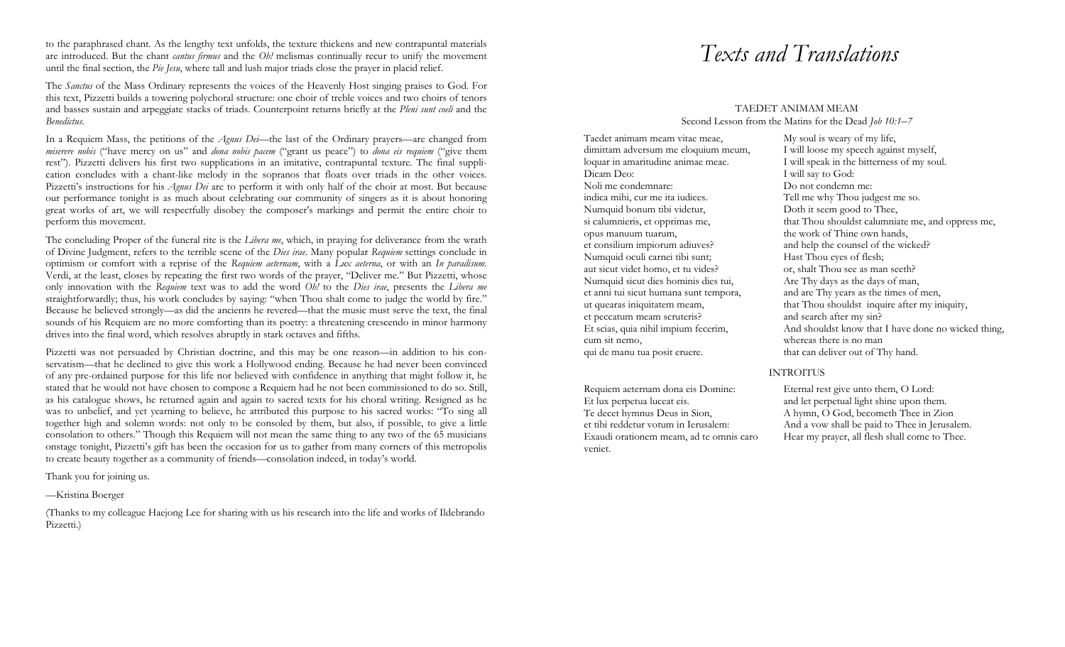to the paraphrased chant. As the lengthy text unfolds, the texture thickens and new contrapuntal materials are introduced. But the chant *cantus firmus* and the *Oh!* melismas continually recur to unify the movement until the final section, the *Pie Jesu*, where tall and lush major triads close the prayer in placid relief.

The *Sanctus* of the Mass Ordinary represents the voices of the Heavenly Host singing praises to God. For this text, Pizzetti builds a towering polychoral structure: one choir of treble voices and two choirs of tenors and basses sustain and arpeggiate stacks of triads. Counterpoint returns briefly at the *Pleni sunt coeli* and the *Benedictus*.

In a Requiem Mass, the petitions of the *Agnus Dei*—the last of the Ordinary prayers—are changed from *miserere nobis* ("have mercy on us" and *dona nobis pacem* ("grant us peace") to *dona eis requiem* ("give them rest"). Pizzetti delivers his first two supplications in an imitative, contrapuntal texture. The final supplication concludes with a chant-like melody in the sopranos that floats over triads in the other voices. Pizzetti's instructions for his *Agnus Dei* are to perform it with only half of the choir at most. But because our performance tonight is as much about celebrating our community of singers as it is about honoring great works of art, we will respectfully disobey the composer's markings and permit the entire choir to perform this movement.

The concluding Proper of the funeral rite is the *Libera me*, which, in praying for deliverance from the wrath of Divine Judgment, refers to the terrible scene of the *Dies irae*. Many popular *Requiem* settings conclude in optimism or comfort with a reprise of the *Requiem aeternam*, with a *Lux aeterna*, or with an *In paradisum*. Verdi, at the least, closes by repeating the first two words of the prayer, "Deliver me." But Pizzetti, whose only innovation with the *Requiem* text was to add the word *Oh!* to the *Dies irae*, presents the *Libera me* straightforwardly; thus, his work concludes by saying: "when Thou shalt come to judge the world by fire." Because he believed strongly—as did the ancients he revered—that the music must serve the text, the final sounds of his Requiem are no more comforting than its poetry: a threatening crescendo in minor harmony drives into the final word, which resolves abruptly in stark octaves and fifths.

Pizzetti was not persuaded by Christian doctrine, and this may be one reason—in addition to his conservatism—that he declined to give this work a Hollywood ending. Because he had never been convinced of any pre-ordained purpose for this life nor believed with confidence in anything that might follow it, he stated that he would not have chosen to compose a Requiem had he not been commissioned to do so. Still, as his catalogue shows, he returned again and again to sacred texts for his choral writing. Resigned as he was to unbelief, and yet yearning to believe, he attributed this purpose to his sacred works: "To sing all together high and solemn words: not only to be consoled by them, but also, if possible, to give a little consolation to others." Though this Requiem will not mean the same thing to any two of the 65 musicians onstage tonight, Pizzetti's gift has been the occasion for us to gather from many corners of this metropolis to create beauty together as a community of friends—consolation indeed, in today's world.

Thank you for joining us.

—Kristina Boerger

(Thanks to my colleague Haejong Lee for sharing with us his research into the life and works of Ildebrando Pizzetti.)

# *Texts and Translations*

## TAEDET ANIMAM MEAM

Second Lesson from the Matins for the Dead *Job 10:1–7*

| | |
|---|---|
| Taedet animam meam vitae meae, | My soul is weary of my life, |
| dimittam adversum me eloquium meum, | I will loose my speech against myself, |
| loquar in amaritudine animae meae. | I will speak in the bitterness of my soul. |
| Dicam Deo: | I will say to God: |
| Noli me condemnare: | Do not condemn me: |
| indica mihi, cur me ita iudices. | Tell me why Thou judgest me so. |
| Numquid bonum tibi videtur, | Doth it seem good to Thee, |
| si calumnieris, et opprimas me, | that Thou shouldst calumniate me, and oppress me, |
| opus manuum tuarum, | the work of Thine own hands, |
| et consilium impiorum adiuves? | and help the counsel of the wicked? |
| Numquid oculi carnei tibi sunt; | Hast Thou eyes of flesh; |
| aut sicut videt homo, et tu vides? | or, shalt Thou see as man seeth? |
| Numquid sicut dies hominis dies tui, | Are Thy days as the days of man, |
| et anni tui sicut humana sunt tempora, | and are Thy years as the times of men, |
| ut quearas iniquitatem meam, | that Thou shouldst inquire after my iniquity, |
| et peccatum meam scruteris? | and search after my sin? |
| Et scias, quia nihil impium fecerim, | And shouldst know that I have done no wicked thing, |
| cum sit nemo, | whereas there is no man |
| qui de manu tua posit eruere. | that can deliver out of Thy hand. |

## INTROITUS

| | |
|---|---|
| Requiem aeternam dona eis Domine: | Eternal rest give unto them, O Lord: |
| Et lux perpetua luceat eis. | and let perpetual light shine upon them. |
| Te decet hymnus Deus in Sion, | A hymn, O God, becometh Thee in Zion |
| et tibi reddetur votum in Ierusalem: | And a vow shall be paid to Thee in Jerusalem. |
| Exaudi orationem meam, ad te omnis caro veniet. | Hear my prayer, all flesh shall come to Thee. |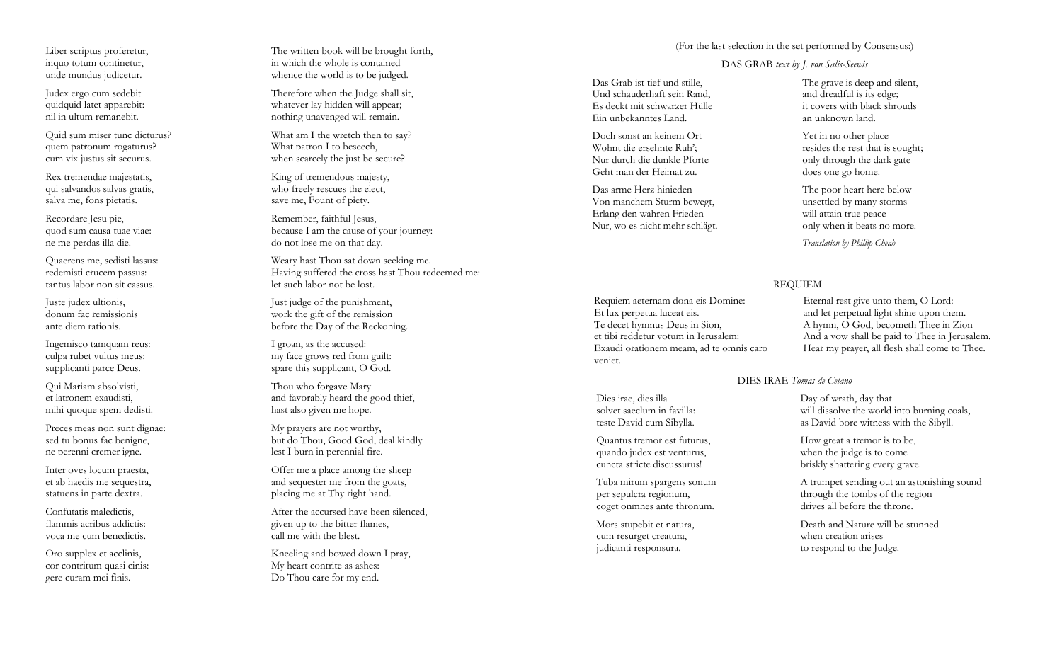Liber scriptus proferetur,
inquo totum continetur,
unde mundus judicetur.

The written book will be brought forth,
in which the whole is contained
whence the world is to be judged.

Judex ergo cum sedebit
quidquid latet apparebit:
nil in ultum remanebit.

Therefore when the Judge shall sit,
whatever lay hidden will appear;
nothing unavenged will remain.

Quid sum miser tunc dicturus?
quem patronum rogaturus?
cum vix justus sit securus.

What am I the wretch then to say?
What patron I to beseech,
when scarcely the just be secure?

Rex tremendae majestatis,
qui salvandos salvas gratis,
salva me, fons pietatis.

King of tremendous majesty,
who freely rescues the elect,
save me, Fount of piety.

Recordare Jesu pie,
quod sum causa tuae viae:
ne me perdas illa die.

Remember, faithful Jesus,
because I am the cause of your journey:
do not lose me on that day.

Quaerens me, sedisti lassus:
redemisti crucem passus:
tantus labor non sit cassus.

Weary hast Thou sat down seeking me.
Having suffered the cross hast Thou redeemed me:
let such labor not be lost.

Juste judex ultionis,
donum fac remissionis
ante diem rationis.

Just judge of the punishment,
work the gift of the remission
before the Day of the Reckoning.

Ingemisco tamquam reus:
culpa rubet vultus meus:
supplicanti parce Deus.

I groan, as the accused:
my face grows red from guilt:
spare this supplicant, O God.

Qui Mariam absolvisti,
et latronem exaudisti,
mihi quoque spem dedisti.

Thou who forgave Mary
and favorably heard the good thief,
hast also given me hope.

Preces meas non sunt dignae:
sed tu bonus fac benigne,
ne perenni cremer igne.

My prayers are not worthy,
but do Thou, Good God, deal kindly
lest I burn in perennial fire.

Inter oves locum praesta,
et ab haedis me sequestra,
statuens in parte dextra.

Offer me a place among the sheep
and sequester me from the goats,
placing me at Thy right hand.

Confutatis maledictis,
flammis acribus addictis:
voca me cum benedictis.

After the accursed have been silenced,
given up to the bitter flames,
call me with the blest.

Oro supplex et acclinis,
cor contritum quasi cinis:
gere curam mei finis.

Kneeling and bowed down I pray,
My heart contrite as ashes:
Do Thou care for my end.

(For the last selection in the set performed by Consensus:)

## DAS GRAB *text by J. von Salis-Seewis*

Das Grab ist tief und stille,
Und schauderhaft sein Rand,
Es deckt mit schwarzer Hülle
Ein unbekanntes Land.

The grave is deep and silent,
and dreadful is its edge;
it covers with black shrouds
an unknown land.

Doch sonst an keinem Ort
Wohnt die ersehnte Ruh';
Nur durch die dunkle Pforte
Geht man der Heimat zu.

Yet in no other place
resides the rest that is sought;
only through the dark gate
does one go home.

Das arme Herz hinieden
Von manchem Sturm bewegt,
Erlang den wahren Frieden
Nur, wo es nicht mehr schlägt.

The poor heart here below
unsettled by many storms
will attain true peace
only when it beats no more.

*Translation by Phillip Cheah*

## REQUIEM

Requiem aeternam dona eis Domine:
Et lux perpetua luceat eis.
Te decet hymnus Deus in Sion,
et tibi reddetur votum in Ierusalem:
Exaudi orationem meam, ad te omnis caro veniet.

Eternal rest give unto them, O Lord:
and let perpetual light shine upon them.
A hymn, O God, becometh Thee in Zion
And a vow shall be paid to Thee in Jerusalem.
Hear my prayer, all flesh shall come to Thee.

## DIES IRAE *Tomas de Celano*

Dies irae, dies illa
solvet saeclum in favilla:
teste David cum Sibylla.

Day of wrath, day that
will dissolve the world into burning coals,
as David bore witness with the Sibyll.

Quantus tremor est futurus,
quando judex est venturus,
cuncta stricte discussurus!

How great a tremor is to be,
when the judge is to come
briskly shattering every grave.

Tuba mirum spargens sonum
per sepulcra regionum,
coget onmnes ante thronum.

A trumpet sending out an astonishing sound
through the tombs of the region
drives all before the throne.

Mors stupebit et natura,
cum resurget creatura,
judicanti responsura.

Death and Nature will be stunned
when creation arises
to respond to the Judge.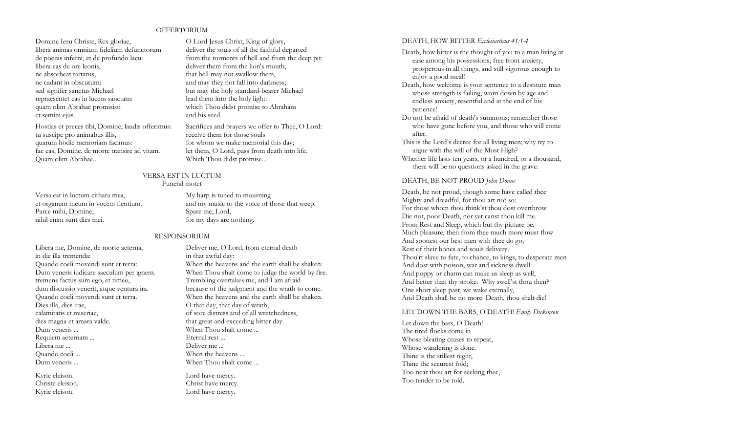## OFFERTORIUM

| | |
|---|---|
| Domine Iesu Christe, Rex gloriae, | O Lord Jesus Christ, King of glory, |
| libera animas omnium fidelium defunctorum | deliver the souls of all the faithful departed |
| de poenis inferni, et de profundo lacu: | from the torments of hell and from the deep pit: |
| libera eas de ore leonis, | deliver them from the lion's mouth, |
| ne absorbeat tartarus, | that hell may not swallow them, |
| ne cadant in obscurum: | and may they not fall into darkness; |
| sed signifer sanctus Michael | but may the holy standard-bearer Michael |
| repraesentet eas in lucem sanctam: | lead them into the holy light: |
| quam olim Abrahae promisisti | which Thou didst promise to Abraham |
| et semini ejus. | and his seed. |
| Hostias et preces tibi, Domine, laudis offerimus: | Sacrifices and prayers we offer to Thee, O Lord: |
| tu suscipe pro animabus illis, | receive them for those souls |
| quarum hodie memoriam facimus: | for whom we make memorial this day; |
| fac eas, Domine, de morte transire ad vitam. | let them, O Lord, pass from death into life. |
| Quam olim Abrahae... | Which Thou didst promise... |

## VERSA EST IN LUCTUM

Funeral motet

| | |
|---|---|
| Versa est in luctum cithara mea, | My harp is tuned to mourning |
| et organum meum in vocem flentium. | and my music to the voice of those that weep. |
| Parce mihi, Domine, | Spare me, Lord, |
| nihil enim sunt dies mei. | for my days are nothing. |

## RESPONSORIUM

| | |
|---|---|
| Libera me, Domine, de morte aeterna, | Deliver me, O Lord, from eternal death |
| in die illa tremenda: | in that awful day: |
| Quando coeli movendi sunt et terra: | When the heavens and the earth shall be shaken: |
| Dum veneris iudicare saeculum per ignem. | When Thou shalt come to judge the world by fire. |
| tremens factus sum ego, et timeo, | Trembling overtakes me, and I am afraid |
| dum discussio venerit, atque ventura ira. | because of the judgment and the wrath to come. |
| Quando coeli movendi sunt et terra. | When the heavens and the earth shall be shaken. |
| Dies illa, dies irae, | O that day, that day of wrath, |
| calamitatis et miseriae, | of sore distress and of all wretchedness, |
| dies magna et amara valde. | that great and exceeding bitter day. |
| Dum veneris ... | When Thou shalt come ... |
| Requiem aeternam ... | Eternal rest ... |
| Libera me ... | Deliver me ... |
| Quando coeli ... | When the heavens ... |
| Dum veneris ... | When Thou shalt come ... |
| Kyrie eleison. | Lord have mercy. |
| Christe eleison. | Christ have mercy. |
| Kyrie eleison. | Lord have mercy. |

## DEATH, HOW BITTER *Ecclesiasticus 41:1-4*

Death, how bitter is the thought of you to a man living at ease among his possessions, free from anxiety, prosperous in all things, and still vigorous enough to enjoy a good meal!

Death, how welcome is your sentence to a destitute man whose strength is failing, worn down by age and endless anxiety, resentful and at the end of his patience!

Do not be afraid of death's summons; remember those who have gone before you, and those who will come after.

This is the Lord's decree for all living men; why try to argue with the will of the Most High?

Whether life lasts ten years, or a hundred, or a thousand, there will be no questions asked in the grave.

## DEATH, BE NOT PROUD *John Donne*

Death, be not proud, though some have called thee
Mighty and dreadful, for thou art not so:
For those whom thou think'st thou dost overthrow
Die not, poor Death, nor yet canst thou kill me.
From Rest and Sleep, which but thy picture be,
Much pleasure, then from thee much more must flow
And soonest our best men with thee do go,
Rest of their bones and souls delivery.
Thou'rt slave to fate, to chance, to kings, to desperate men
And dost with poison, war and sickness dwell
And poppy or charm can make us sleep as well,
And better than thy stroke. Why swell'st thou then?
One short sleep past, we wake eternally,
And Death shall be no more. Death, thou shalt die!

## LET DOWN THE BARS, O DEATH! *Emily Dickinson*

Let down the bars, O Death!
The tired flocks come in
Whose bleating ceases to repeat,
Whose wandering is done.
Thine is the stillest night,
Thine the securest fold;
Too near thou art for seeking thee,
Too tender to be told.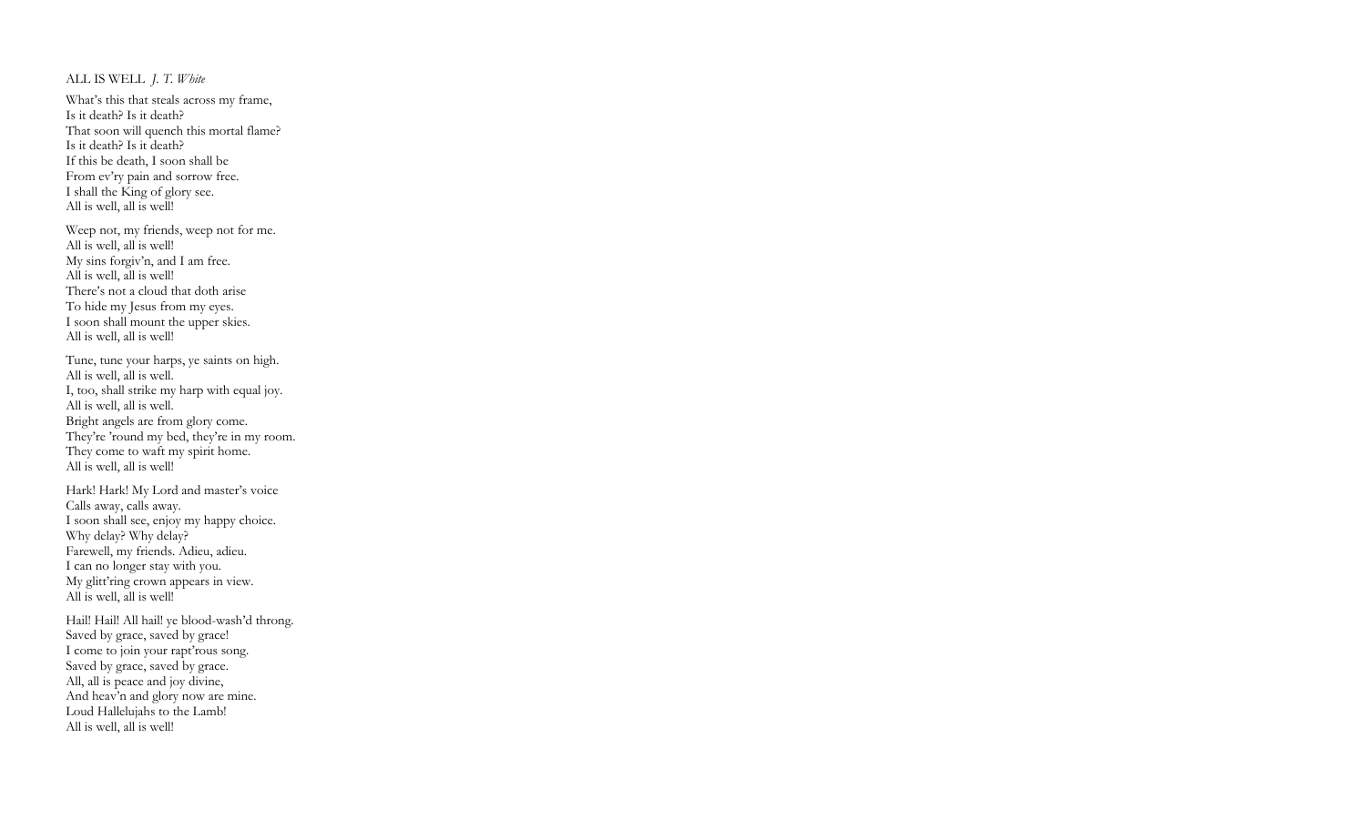ALL IS WELL *J. T. White*

What's this that steals across my frame,  
Is it death? Is it death?  
That soon will quench this mortal flame?  
Is it death? Is it death?  
If this be death, I soon shall be  
From ev'ry pain and sorrow free.  
I shall the King of glory see.  
All is well, all is well!

Weep not, my friends, weep not for me.  
All is well, all is well!  
My sins forgiv'n, and I am free.  
All is well, all is well!  
There's not a cloud that doth arise  
To hide my Jesus from my eyes.  
I soon shall mount the upper skies.  
All is well, all is well!

Tune, tune your harps, ye saints on high.  
All is well, all is well.  
I, too, shall strike my harp with equal joy.  
All is well, all is well.  
Bright angels are from glory come.  
They're 'round my bed, they're in my room.  
They come to waft my spirit home.  
All is well, all is well!

Hark! Hark! My Lord and master's voice  
Calls away, calls away.  
I soon shall see, enjoy my happy choice.  
Why delay? Why delay?  
Farewell, my friends. Adieu, adieu.  
I can no longer stay with you.  
My glitt'ring crown appears in view.  
All is well, all is well!

Hail! Hail! All hail! ye blood-wash'd throng.  
Saved by grace, saved by grace!  
I come to join your rapt'rous song.  
Saved by grace, saved by grace.  
All, all is peace and joy divine,  
And heav'n and glory now are mine.  
Loud Hallelujahs to the Lamb!  
All is well, all is well!